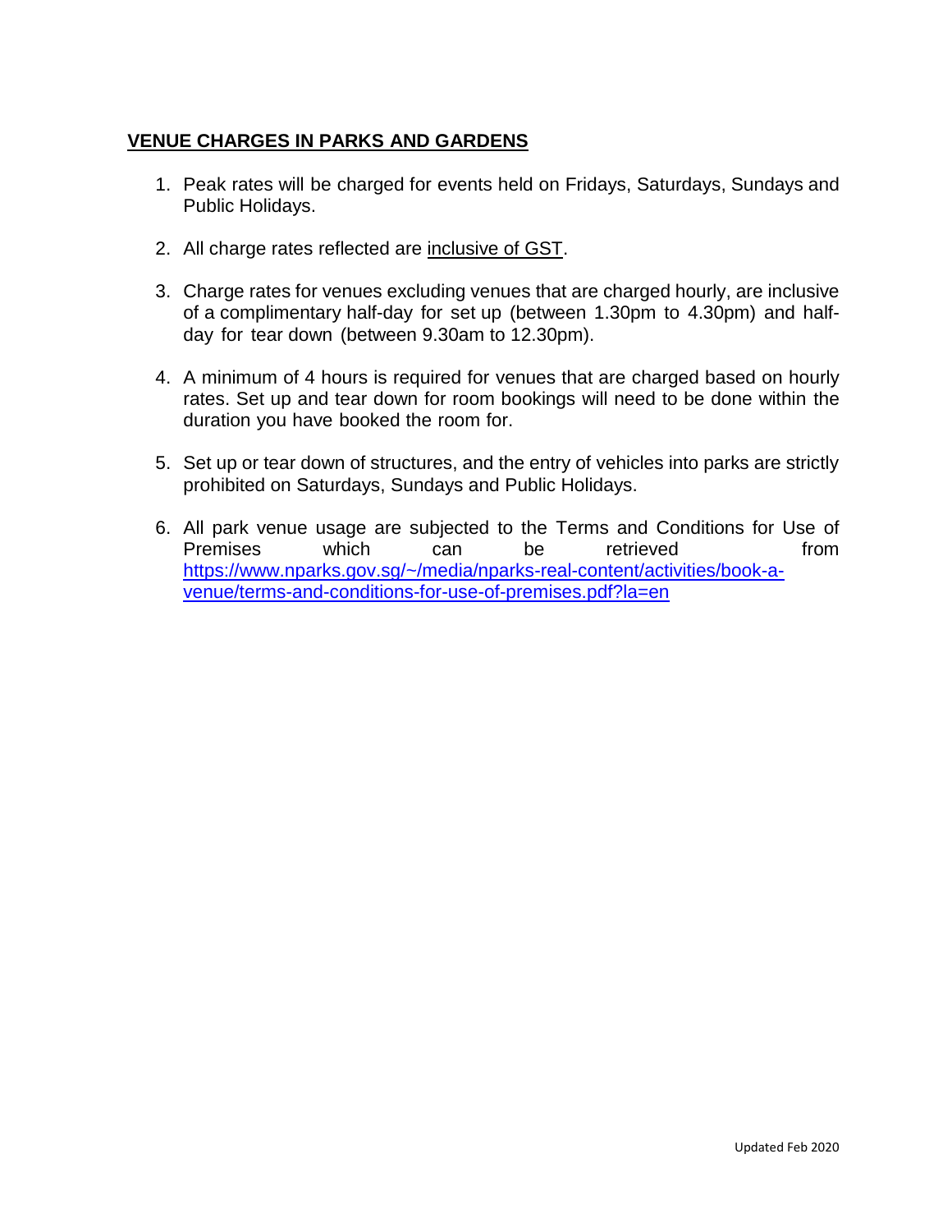## **VENUE CHARGES IN PARKS AND GARDENS**

1. Peak rates will be charged for events held on Fridays, Saturdays, Sundays and Public Holidays.

2. All charge rates reflected are inclusive of GST.

3. Charge rates for venues excluding venues that are charged hourly, are inclusive of a complimentary half-day for set up (between 1.30pm to 4.30pm) and half-day for tear down (between 9.30am to 12.30pm).

4. A minimum of 4 hours is required for venues that are charged based on hourly rates. Set up and tear down for room bookings will need to be done within the duration you have booked the room for.

5. Set up or tear down of structures, and the entry of vehicles into parks are strictly prohibited on Saturdays, Sundays and Public Holidays.

6. All park venue usage are subjected to the Terms and Conditions for Use of Premises which can be retrieved from https://www.nparks.gov.sg/~/media/nparks-real-content/activities/book-a-venue/terms-and-conditions-for-use-of-premises.pdf?la=en

Updated Feb 2020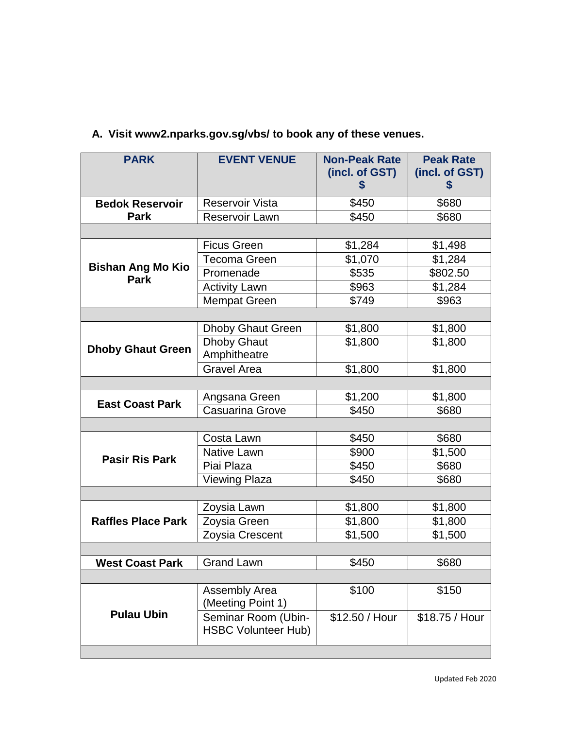A. **Visit www2.nparks.gov.sg/vbs/ to book any of these venues.**

| PARK | EVENT VENUE | Non-Peak Rate (incl. of GST) $ | Peak Rate (incl. of GST) $ |
|---|---|---|---|
| **Bedok Reservoir Park** | Reservoir Vista | $450 | $680 |
| | Reservoir Lawn | $450 | $680 |
| **Bishan Ang Mo Kio Park** | Ficus Green | $1,284 | $1,498 |
| | Tecoma Green | $1,070 | $1,284 |
| | Promenade | $535 | $802.50 |
| | Activity Lawn | $963 | $1,284 |
| | Mempat Green | $749 | $963 |
| **Dhoby Ghaut Green** | Dhoby Ghaut Green | $1,800 | $1,800 |
| | Dhoby Ghaut Amphitheatre | $1,800 | $1,800 |
| | Gravel Area | $1,800 | $1,800 |
| **East Coast Park** | Angsana Green | $1,200 | $1,800 |
| | Casuarina Grove | $450 | $680 |
| **Pasir Ris Park** | Costa Lawn | $450 | $680 |
| | Native Lawn | $900 | $1,500 |
| | Piai Plaza | $450 | $680 |
| | Viewing Plaza | $450 | $680 |
| **Raffles Place Park** | Zoysia Lawn | $1,800 | $1,800 |
| | Zoysia Green | $1,800 | $1,800 |
| | Zoysia Crescent | $1,500 | $1,500 |
| **West Coast Park** | Grand Lawn | $450 | $680 |
| **Pulau Ubin** | Assembly Area (Meeting Point 1) | $100 | $150 |
| | Seminar Room (Ubin-HSBC Volunteer Hub) | $12.50 / Hour | $18.75 / Hour |

Updated Feb 2020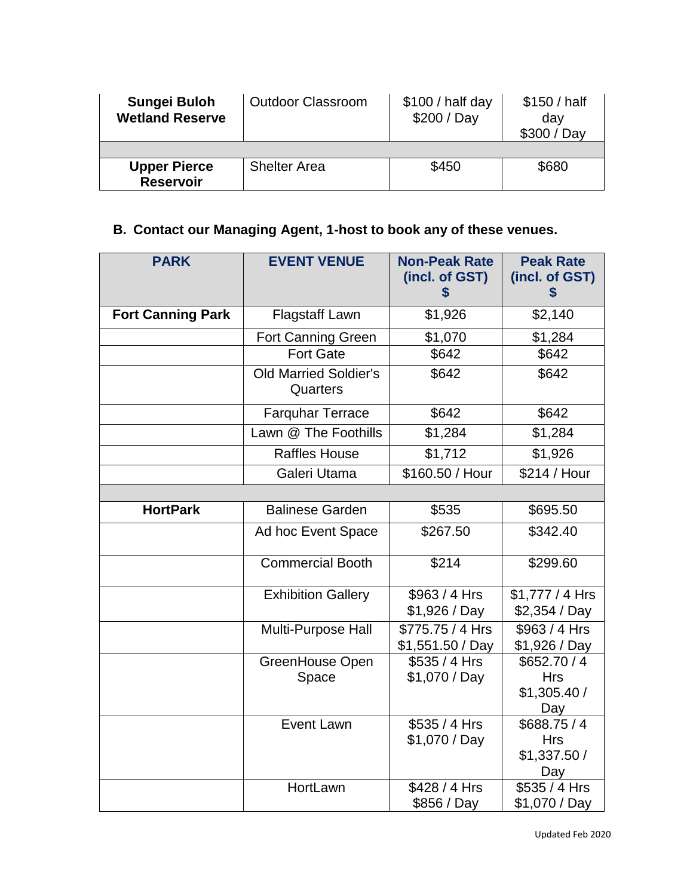| | | | |
|---|---|---|---|
| **Sungei Buloh Wetland Reserve** | Outdoor Classroom | $100 / half day<br>$200 / Day | $150 / half day<br>$300 / Day |
| | | | |
| **Upper Pierce Reservoir** | Shelter Area | $450 | $680 |

## B. Contact our Managing Agent, 1-host to book any of these venues.

| PARK | EVENT VENUE | Non-Peak Rate (incl. of GST) $ | Peak Rate (incl. of GST) $ |
|---|---|---|---|
| **Fort Canning Park** | Flagstaff Lawn | $1,926 | $2,140 |
| | Fort Canning Green | $1,070 | $1,284 |
| | Fort Gate | $642 | $642 |
| | Old Married Soldier's Quarters | $642 | $642 |
| | Farquhar Terrace | $642 | $642 |
| | Lawn @ The Foothills | $1,284 | $1,284 |
| | Raffles House | $1,712 | $1,926 |
| | Galeri Utama | $160.50 / Hour | $214 / Hour |
| | | | |
| **HortPark** | Balinese Garden | $535 | $695.50 |
| | Ad hoc Event Space | $267.50 | $342.40 |
| | Commercial Booth | $214 | $299.60 |
| | Exhibition Gallery | $963 / 4 Hrs<br>$1,926 / Day | $1,777 / 4 Hrs<br>$2,354 / Day |
| | Multi-Purpose Hall | $775.75 / 4 Hrs<br>$1,551.50 / Day | $963 / 4 Hrs<br>$1,926 / Day |
| | GreenHouse Open Space | $535 / 4 Hrs<br>$1,070 / Day | $652.70 / 4 Hrs<br>$1,305.40 / Day |
| | Event Lawn | $535 / 4 Hrs<br>$1,070 / Day | $688.75 / 4 Hrs<br>$1,337.50 / Day |
| | HortLawn | $428 / 4 Hrs<br>$856 / Day | $535 / 4 Hrs<br>$1,070 / Day |

Updated Feb 2020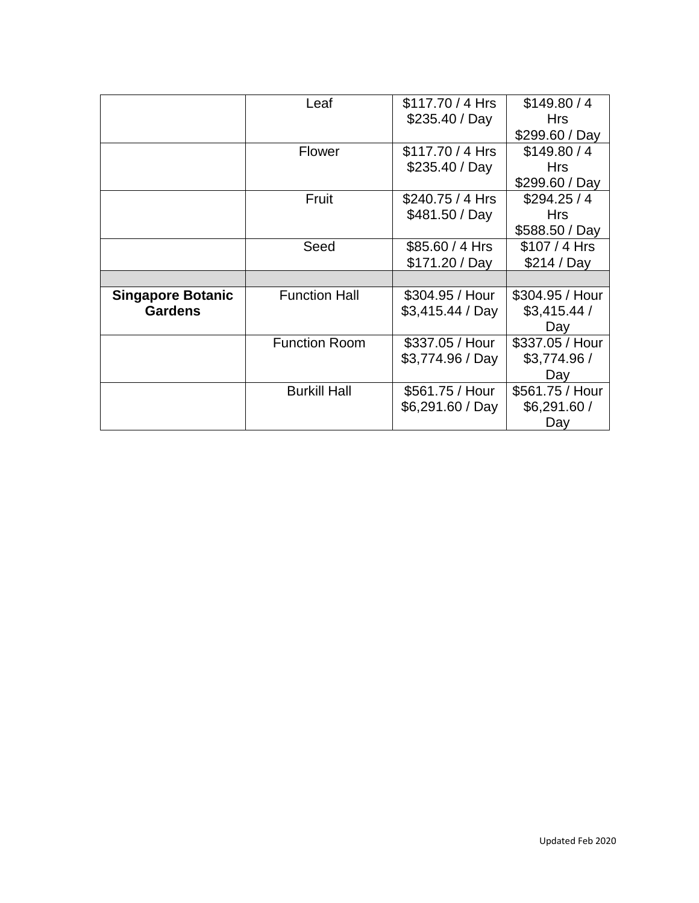| | | | |
|---|---|---|---|
| | Leaf | $117.70 / 4 Hrs $235.40 / Day | $149.80 / 4 Hrs $299.60 / Day |
| | Flower | $117.70 / 4 Hrs $235.40 / Day | $149.80 / 4 Hrs $299.60 / Day |
| | Fruit | $240.75 / 4 Hrs $481.50 / Day | $294.25 / 4 Hrs $588.50 / Day |
| | Seed | $85.60 / 4 Hrs $171.20 / Day | $107 / 4 Hrs $214 / Day |
| | | | |
| **Singapore Botanic Gardens** | Function Hall | $304.95 / Hour $3,415.44 / Day | $304.95 / Hour $3,415.44 / Day |
| | Function Room | $337.05 / Hour $3,774.96 / Day | $337.05 / Hour $3,774.96 / Day |
| | Burkill Hall | $561.75 / Hour $6,291.60 / Day | $561.75 / Hour $6,291.60 / Day |

Updated Feb 2020